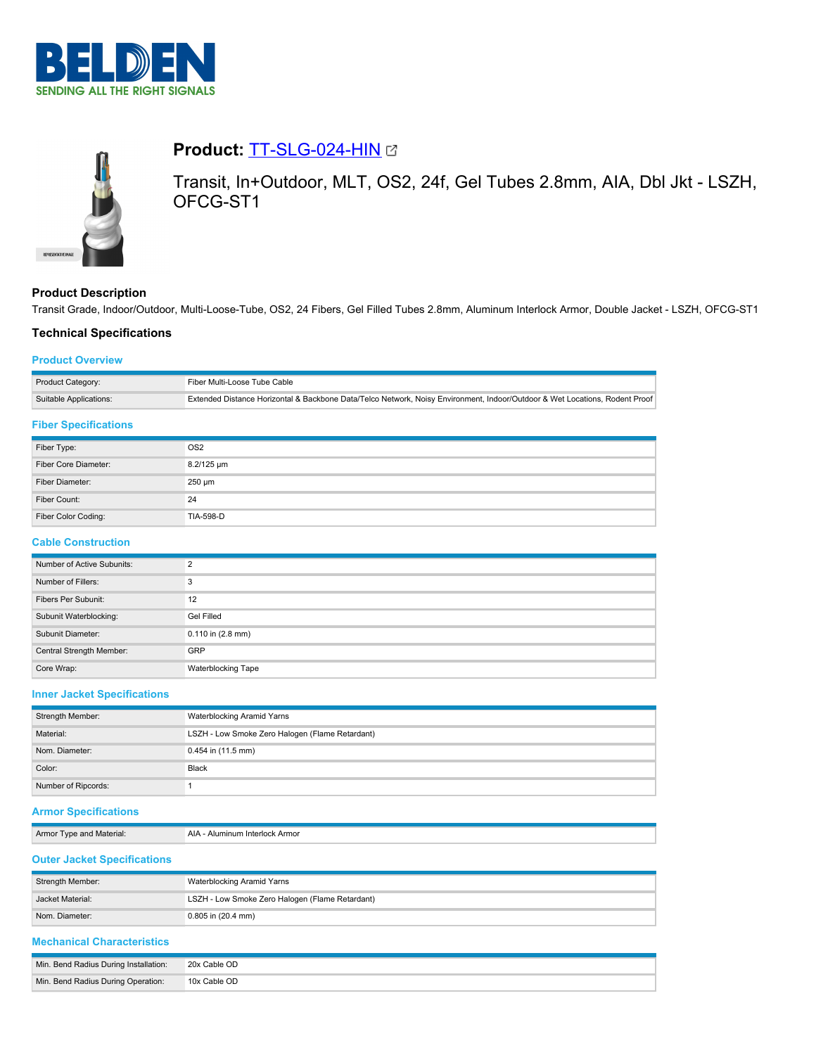# Product: TT-SLG-024-HIN

Transit, In+Outdoor, MLT, OS2, 24f, Gel Tubes 2.8mm, AIA, Dbl Jkt - LSZH, OFCG-ST1

## Product Description

Transit Grade, Indoor/Outdoor, Multi-Loose-Tube, OS2, 24 Fibers, Gel Filled Tubes 2.8mm, Aluminum Interlock Armor, Double Jacket - LSZH, OFCG-ST1

## Technical Specifications

### Product Overview

| | |
|---|---|
| Product Category: | Fiber Multi-Loose Tube Cable |
| Suitable Applications: | Extended Distance Horizontal & Backbone Data/Telco Network, Noisy Environment, Indoor/Outdoor & Wet Locations, Rodent Proof |

### Fiber Specifications

| | |
|---|---|
| Fiber Type: | OS2 |
| Fiber Core Diameter: | 8.2/125 µm |
| Fiber Diameter: | 250 µm |
| Fiber Count: | 24 |
| Fiber Color Coding: | TIA-598-D |

### Cable Construction

| | |
|---|---|
| Number of Active Subunits: | 2 |
| Number of Fillers: | 3 |
| Fibers Per Subunit: | 12 |
| Subunit Waterblocking: | Gel Filled |
| Subunit Diameter: | 0.110 in (2.8 mm) |
| Central Strength Member: | GRP |
| Core Wrap: | Waterblocking Tape |

### Inner Jacket Specifications

| | |
|---|---|
| Strength Member: | Waterblocking Aramid Yarns |
| Material: | LSZH - Low Smoke Zero Halogen (Flame Retardant) |
| Nom. Diameter: | 0.454 in (11.5 mm) |
| Color: | Black |
| Number of Ripcords: | 1 |

### Armor Specifications

| | |
|---|---|
| Armor Type and Material: | AIA - Aluminum Interlock Armor |

### Outer Jacket Specifications

| | |
|---|---|
| Strength Member: | Waterblocking Aramid Yarns |
| Jacket Material: | LSZH - Low Smoke Zero Halogen (Flame Retardant) |
| Nom. Diameter: | 0.805 in (20.4 mm) |

### Mechanical Characteristics

| | |
|---|---|
| Min. Bend Radius During Installation: | 20x Cable OD |
| Min. Bend Radius During Operation: | 10x Cable OD |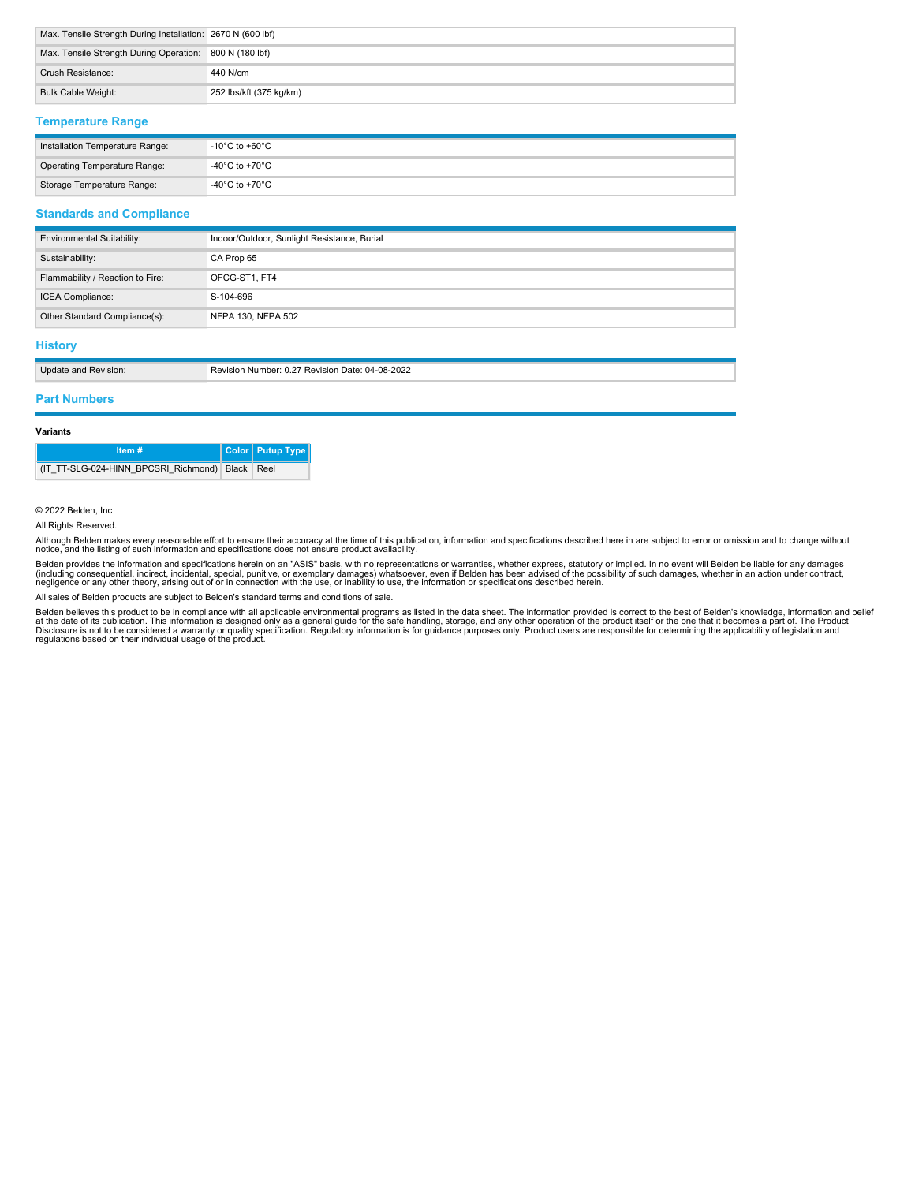| | |
|---|---|
| Max. Tensile Strength During Installation: | 2670 N (600 lbf) |
| Max. Tensile Strength During Operation: | 800 N (180 lbf) |
| Crush Resistance: | 440 N/cm |
| Bulk Cable Weight: | 252 lbs/kft (375 kg/km) |

## Temperature Range

| | |
|---|---|
| Installation Temperature Range: | -10°C to +60°C |
| Operating Temperature Range: | -40°C to +70°C |
| Storage Temperature Range: | -40°C to +70°C |

## Standards and Compliance

| | |
|---|---|
| Environmental Suitability: | Indoor/Outdoor, Sunlight Resistance, Burial |
| Sustainability: | CA Prop 65 |
| Flammability / Reaction to Fire: | OFCG-ST1, FT4 |
| ICEA Compliance: | S-104-696 |
| Other Standard Compliance(s): | NFPA 130, NFPA 502 |

## History

| | |
|---|---|
| Update and Revision: | Revision Number: 0.27 Revision Date: 04-08-2022 |

## Part Numbers

**Variants**

| Item # | Color | Putup Type |
|---|---|---|
| (IT_TT-SLG-024-HINN_BPCSRI_Richmond) | Black | Reel |

© 2022 Belden, Inc

All Rights Reserved.

Although Belden makes every reasonable effort to ensure their accuracy at the time of this publication, information and specifications described here in are subject to error or omission and to change without notice, and the listing of such information and specifications does not ensure product availability.

Belden provides the information and specifications herein on an "ASIS" basis, with no representations or warranties, whether express, statutory or implied. In no event will Belden be liable for any damages (including consequential, indirect, incidental, special, punitive, or exemplary damages) whatsoever, even if Belden has been advised of the possibility of such damages, whether in an action under contract, negligence or any other theory, arising out of or in connection with the use, or inability to use, the information or specifications described herein.

All sales of Belden products are subject to Belden's standard terms and conditions of sale.

Belden believes this product to be in compliance with all applicable environmental programs as listed in the data sheet. The information provided is correct to the best of Belden's knowledge, information and belief at the date of its publication. This information is designed only as a general guide for the safe handling, storage, and any other operation of the product itself or the one that it becomes a part of. The Product Disclosure is not to be considered a warranty or quality specification. Regulatory information is for guidance purposes only. Product users are responsible for determining the applicability of legislation and regulations based on their individual usage of the product.